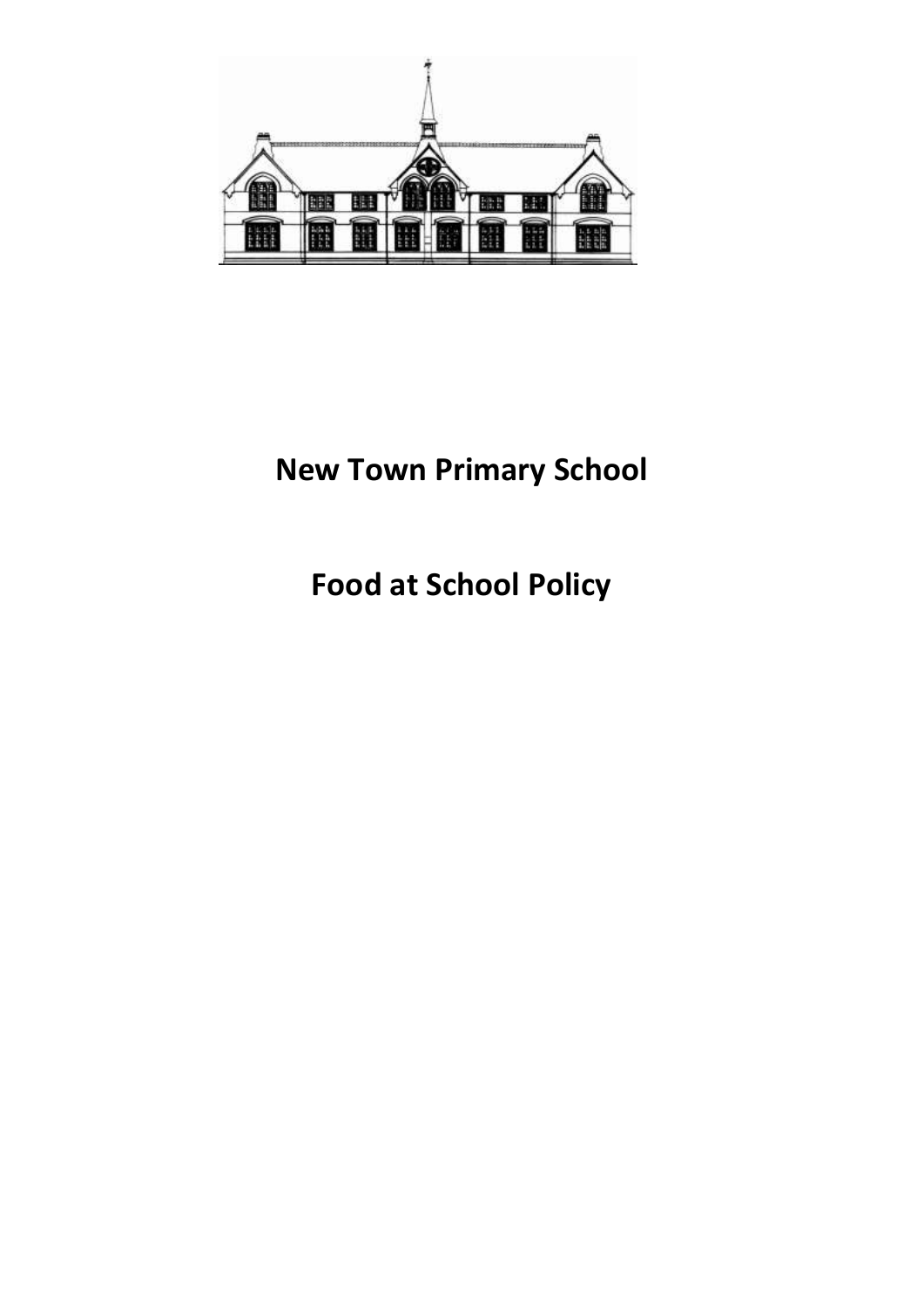# New Town Primary School

# Food at School Policy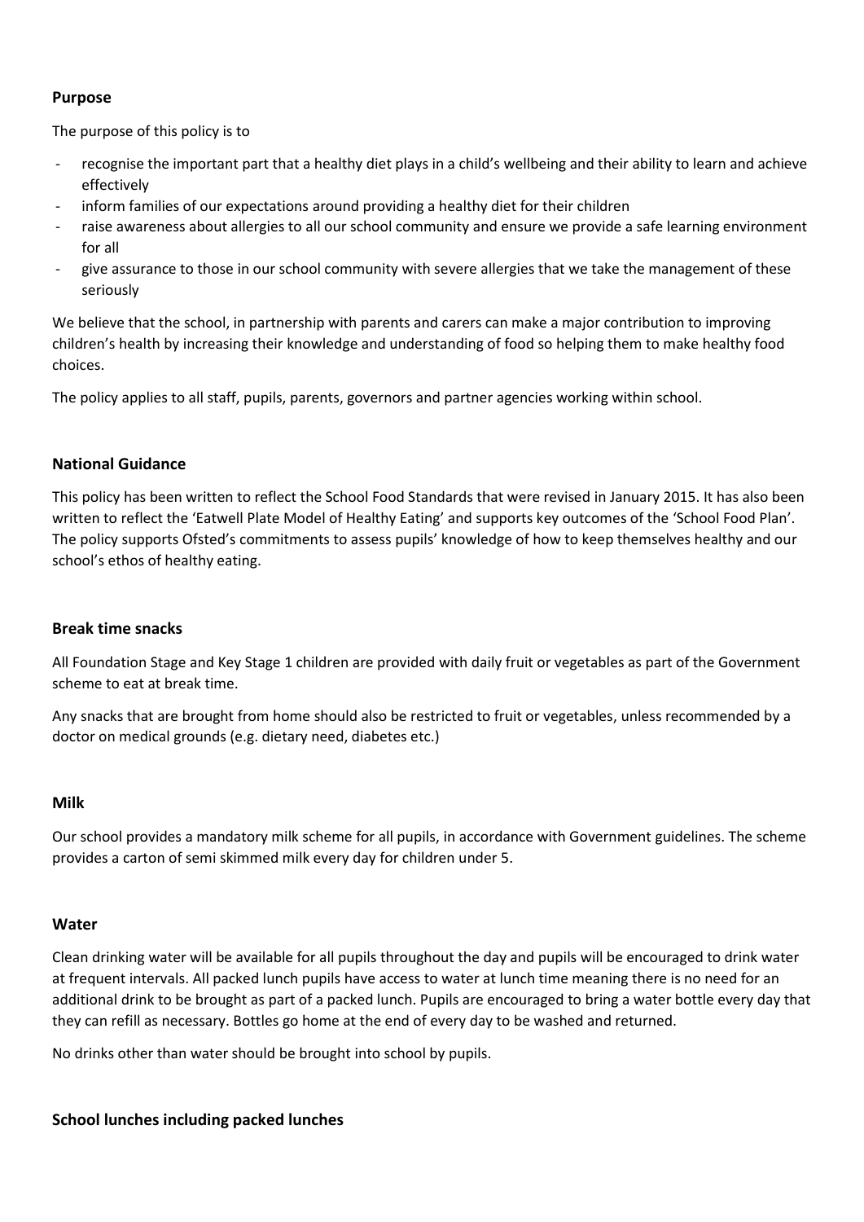### Purpose

The purpose of this policy is to

- recognise the important part that a healthy diet plays in a child's wellbeing and their ability to learn and achieve effectively
- inform families of our expectations around providing a healthy diet for their children
- raise awareness about allergies to all our school community and ensure we provide a safe learning environment for all
- give assurance to those in our school community with severe allergies that we take the management of these seriously

We believe that the school, in partnership with parents and carers can make a major contribution to improving children's health by increasing their knowledge and understanding of food so helping them to make healthy food choices.

The policy applies to all staff, pupils, parents, governors and partner agencies working within school.

### National Guidance

This policy has been written to reflect the School Food Standards that were revised in January 2015. It has also been written to reflect the 'Eatwell Plate Model of Healthy Eating' and supports key outcomes of the 'School Food Plan'. The policy supports Ofsted's commitments to assess pupils' knowledge of how to keep themselves healthy and our school's ethos of healthy eating.

### Break time snacks

All Foundation Stage and Key Stage 1 children are provided with daily fruit or vegetables as part of the Government scheme to eat at break time.

Any snacks that are brought from home should also be restricted to fruit or vegetables, unless recommended by a doctor on medical grounds (e.g. dietary need, diabetes etc.)

### Milk

Our school provides a mandatory milk scheme for all pupils, in accordance with Government guidelines. The scheme provides a carton of semi skimmed milk every day for children under 5.

### Water

Clean drinking water will be available for all pupils throughout the day and pupils will be encouraged to drink water at frequent intervals. All packed lunch pupils have access to water at lunch time meaning there is no need for an additional drink to be brought as part of a packed lunch. Pupils are encouraged to bring a water bottle every day that they can refill as necessary. Bottles go home at the end of every day to be washed and returned.

No drinks other than water should be brought into school by pupils.

### School lunches including packed lunches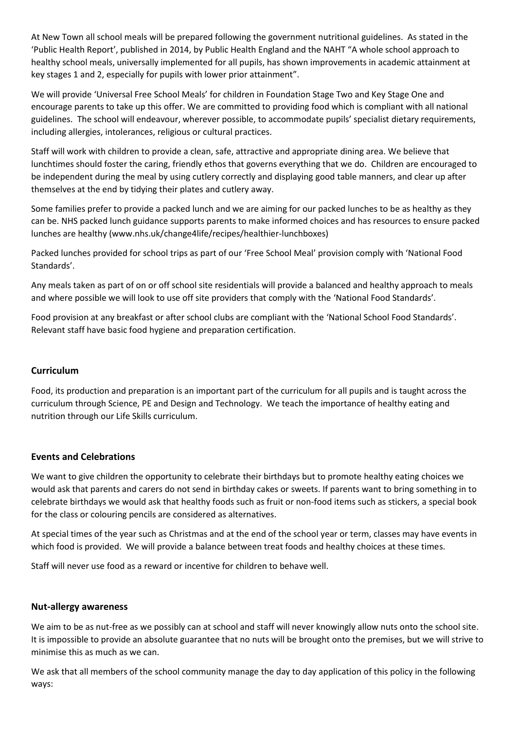At New Town all school meals will be prepared following the government nutritional guidelines. As stated in the 'Public Health Report', published in 2014, by Public Health England and the NAHT "A whole school approach to healthy school meals, universally implemented for all pupils, has shown improvements in academic attainment at key stages 1 and 2, especially for pupils with lower prior attainment".

We will provide 'Universal Free School Meals' for children in Foundation Stage Two and Key Stage One and encourage parents to take up this offer. We are committed to providing food which is compliant with all national guidelines. The school will endeavour, wherever possible, to accommodate pupils' specialist dietary requirements, including allergies, intolerances, religious or cultural practices.

Staff will work with children to provide a clean, safe, attractive and appropriate dining area. We believe that lunchtimes should foster the caring, friendly ethos that governs everything that we do. Children are encouraged to be independent during the meal by using cutlery correctly and displaying good table manners, and clear up after themselves at the end by tidying their plates and cutlery away.

Some families prefer to provide a packed lunch and we are aiming for our packed lunches to be as healthy as they can be. NHS packed lunch guidance supports parents to make informed choices and has resources to ensure packed lunches are healthy (www.nhs.uk/change4life/recipes/healthier-lunchboxes)

Packed lunches provided for school trips as part of our 'Free School Meal' provision comply with 'National Food Standards'.

Any meals taken as part of on or off school site residentials will provide a balanced and healthy approach to meals and where possible we will look to use off site providers that comply with the 'National Food Standards'.

Food provision at any breakfast or after school clubs are compliant with the 'National School Food Standards'. Relevant staff have basic food hygiene and preparation certification.

## Curriculum

Food, its production and preparation is an important part of the curriculum for all pupils and is taught across the curriculum through Science, PE and Design and Technology. We teach the importance of healthy eating and nutrition through our Life Skills curriculum.

## Events and Celebrations

We want to give children the opportunity to celebrate their birthdays but to promote healthy eating choices we would ask that parents and carers do not send in birthday cakes or sweets. If parents want to bring something in to celebrate birthdays we would ask that healthy foods such as fruit or non-food items such as stickers, a special book for the class or colouring pencils are considered as alternatives.

At special times of the year such as Christmas and at the end of the school year or term, classes may have events in which food is provided. We will provide a balance between treat foods and healthy choices at these times.

Staff will never use food as a reward or incentive for children to behave well.

## Nut-allergy awareness

We aim to be as nut-free as we possibly can at school and staff will never knowingly allow nuts onto the school site. It is impossible to provide an absolute guarantee that no nuts will be brought onto the premises, but we will strive to minimise this as much as we can.

We ask that all members of the school community manage the day to day application of this policy in the following ways: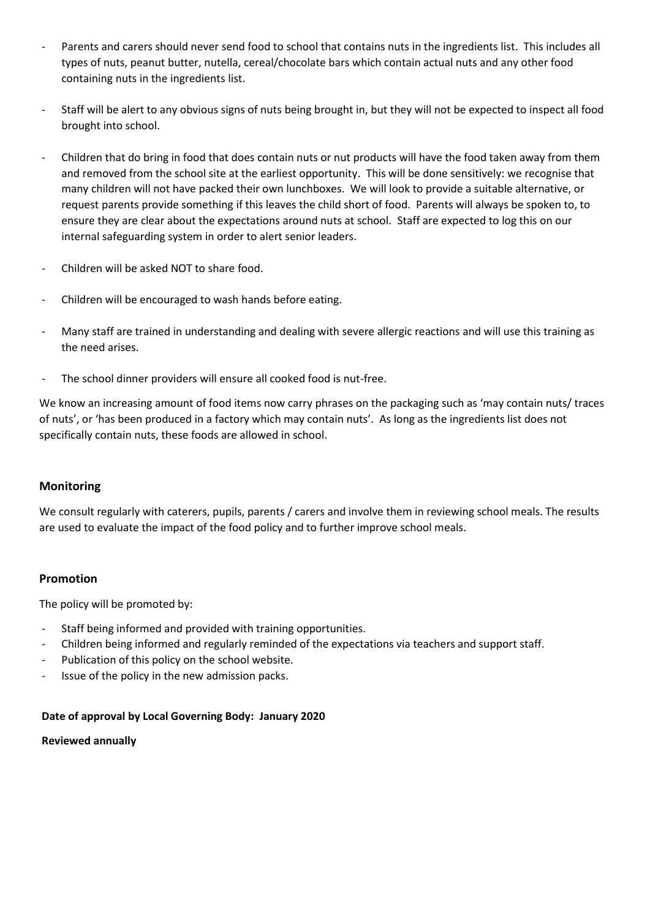- Parents and carers should never send food to school that contains nuts in the ingredients list. This includes all types of nuts, peanut butter, nutella, cereal/chocolate bars which contain actual nuts and any other food containing nuts in the ingredients list.
- Staff will be alert to any obvious signs of nuts being brought in, but they will not be expected to inspect all food brought into school.
- Children that do bring in food that does contain nuts or nut products will have the food taken away from them and removed from the school site at the earliest opportunity. This will be done sensitively: we recognise that many children will not have packed their own lunchboxes. We will look to provide a suitable alternative, or request parents provide something if this leaves the child short of food. Parents will always be spoken to, to ensure they are clear about the expectations around nuts at school. Staff are expected to log this on our internal safeguarding system in order to alert senior leaders.
- Children will be asked NOT to share food.
- Children will be encouraged to wash hands before eating.
- Many staff are trained in understanding and dealing with severe allergic reactions and will use this training as the need arises.
- The school dinner providers will ensure all cooked food is nut-free.

We know an increasing amount of food items now carry phrases on the packaging such as 'may contain nuts/ traces of nuts', or 'has been produced in a factory which may contain nuts'. As long as the ingredients list does not specifically contain nuts, these foods are allowed in school.

## Monitoring

We consult regularly with caterers, pupils, parents / carers and involve them in reviewing school meals. The results are used to evaluate the impact of the food policy and to further improve school meals.

## Promotion

The policy will be promoted by:

- Staff being informed and provided with training opportunities.
- Children being informed and regularly reminded of the expectations via teachers and support staff.
- Publication of this policy on the school website.
- Issue of the policy in the new admission packs.

**Date of approval by Local Governing Body: January 2020**

**Reviewed annually**